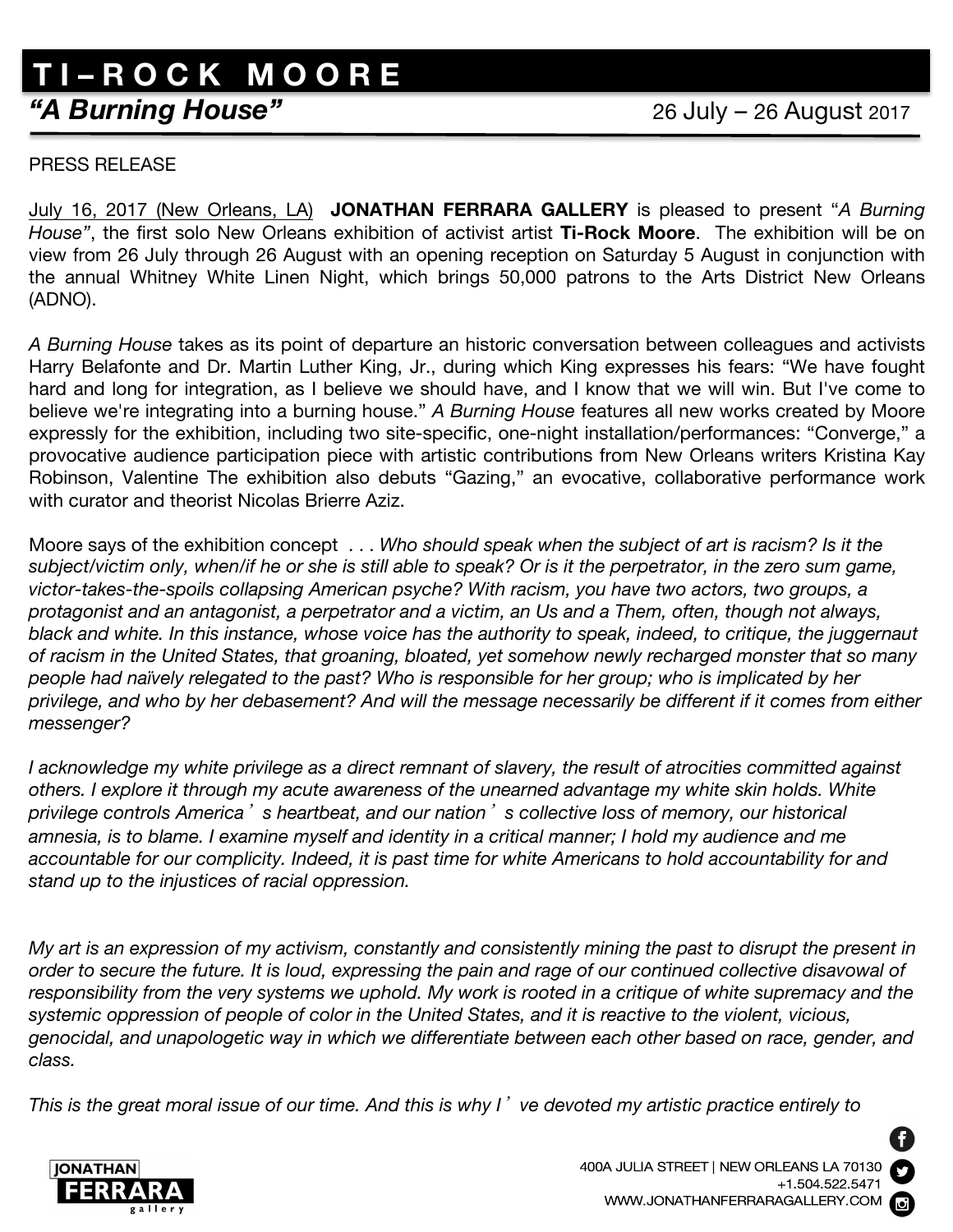# TI–ROCK MOORE

## *"A Burning House"* 26 July – 26 August 2017

PRESS RELEASE

July 16, 2017 (New Orleans, LA) **JONATHAN FERRARA GALLERY** is pleased to present "*A Burning House*", the first solo New Orleans exhibition of activist artist **Ti-Rock Moore**. The exhibition will be on view from 26 July through 26 August with an opening reception on Saturday 5 August in conjunction with the annual Whitney White Linen Night, which brings 50,000 patrons to the Arts District New Orleans (ADNO).

*A Burning House* takes as its point of departure an historic conversation between colleagues and activists Harry Belafonte and Dr. Martin Luther King, Jr., during which King expresses his fears: "We have fought hard and long for integration, as I believe we should have, and I know that we will win. But I've come to believe we're integrating into a burning house." *A Burning House* features all new works created by Moore expressly for the exhibition, including two site-specific, one-night installation/performances: "Converge," a provocative audience participation piece with artistic contributions from New Orleans writers Kristina Kay Robinson, Valentine The exhibition also debuts "Gazing," an evocative, collaborative performance work with curator and theorist Nicolas Brierre Aziz.

Moore says of the exhibition concept . . . *Who should speak when the subject of art is racism? Is it the subject/victim only, when/if he or she is still able to speak? Or is it the perpetrator, in the zero sum game, victor-takes-the-spoils collapsing American psyche? With racism, you have two actors, two groups, a protagonist and an antagonist, a perpetrator and a victim, an Us and a Them, often, though not always, black and white. In this instance, whose voice has the authority to speak, indeed, to critique, the juggernaut of racism in the United States, that groaning, bloated, yet somehow newly recharged monster that so many people had naïvely relegated to the past? Who is responsible for her group; who is implicated by her privilege, and who by her debasement? And will the message necessarily be different if it comes from either messenger?*

*I acknowledge my white privilege as a direct remnant of slavery, the result of atrocities committed against others. I explore it through my acute awareness of the unearned advantage my white skin holds. White privilege controls America's heartbeat, and our nation's collective loss of memory, our historical amnesia, is to blame. I examine myself and identity in a critical manner; I hold my audience and me accountable for our complicity. Indeed, it is past time for white Americans to hold accountability for and stand up to the injustices of racial oppression.*

*My art is an expression of my activism, constantly and consistently mining the past to disrupt the present in order to secure the future. It is loud, expressing the pain and rage of our continued collective disavowal of responsibility from the very systems we uphold. My work is rooted in a critique of white supremacy and the systemic oppression of people of color in the United States, and it is reactive to the violent, vicious, genocidal, and unapologetic way in which we differentiate between each other based on race, gender, and class.*

*This is the great moral issue of our time. And this is why I've devoted my artistic practice entirely to*

400A JULIA STREET | NEW ORLEANS LA 70130
+1.504.522.5471
WWW.JONATHANFERRARAGALLERY.COM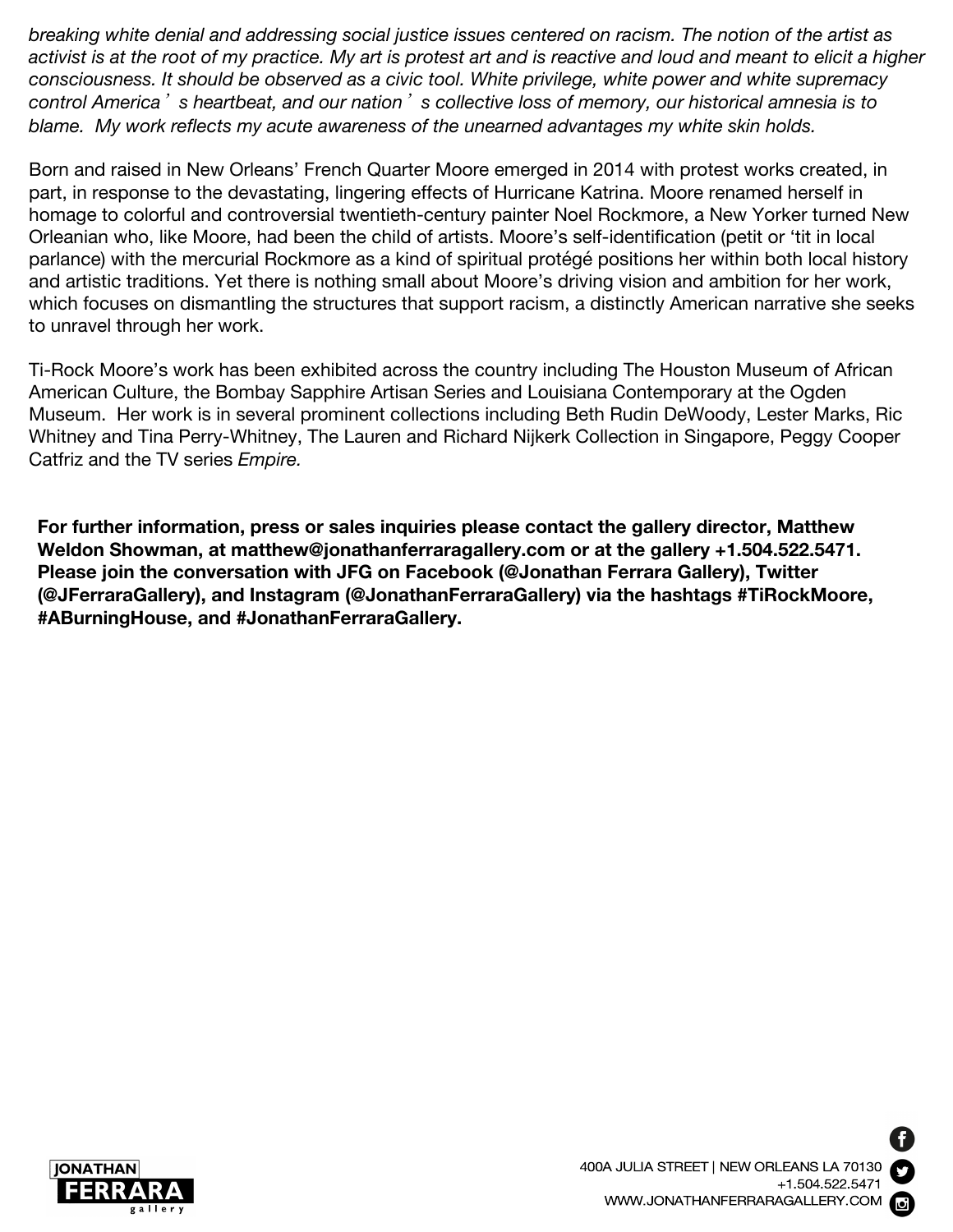*breaking white denial and addressing social justice issues centered on racism. The notion of the artist as activist is at the root of my practice. My art is protest art and is reactive and loud and meant to elicit a higher consciousness. It should be observed as a civic tool. White privilege, white power and white supremacy control America's heartbeat, and our nation's collective loss of memory, our historical amnesia is to blame. My work reflects my acute awareness of the unearned advantages my white skin holds.*

Born and raised in New Orleans' French Quarter Moore emerged in 2014 with protest works created, in part, in response to the devastating, lingering effects of Hurricane Katrina. Moore renamed herself in homage to colorful and controversial twentieth-century painter Noel Rockmore, a New Yorker turned New Orleanian who, like Moore, had been the child of artists. Moore's self-identification (petit or 'tit in local parlance) with the mercurial Rockmore as a kind of spiritual protégé positions her within both local history and artistic traditions. Yet there is nothing small about Moore's driving vision and ambition for her work, which focuses on dismantling the structures that support racism, a distinctly American narrative she seeks to unravel through her work.

Ti-Rock Moore's work has been exhibited across the country including The Houston Museum of African American Culture, the Bombay Sapphire Artisan Series and Louisiana Contemporary at the Ogden Museum. Her work is in several prominent collections including Beth Rudin DeWoody, Lester Marks, Ric Whitney and Tina Perry-Whitney, The Lauren and Richard Nijkerk Collection in Singapore, Peggy Cooper Catfriz and the TV series *Empire.*

**For further information, press or sales inquiries please contact the gallery director, Matthew Weldon Showman, at matthew@jonathanferraragallery.com or at the gallery +1.504.522.5471. Please join the conversation with JFG on Facebook (@Jonathan Ferrara Gallery), Twitter (@JFerraraGallery), and Instagram (@JonathanFerraraGallery) via the hashtags #TiRockMoore, #ABurningHouse, and #JonathanFerraraGallery.**

JONATHAN FERRARA gallery

400A JULIA STREET | NEW ORLEANS LA 70130
+1.504.522.5471
WWW.JONATHANFERRARAGALLERY.COM